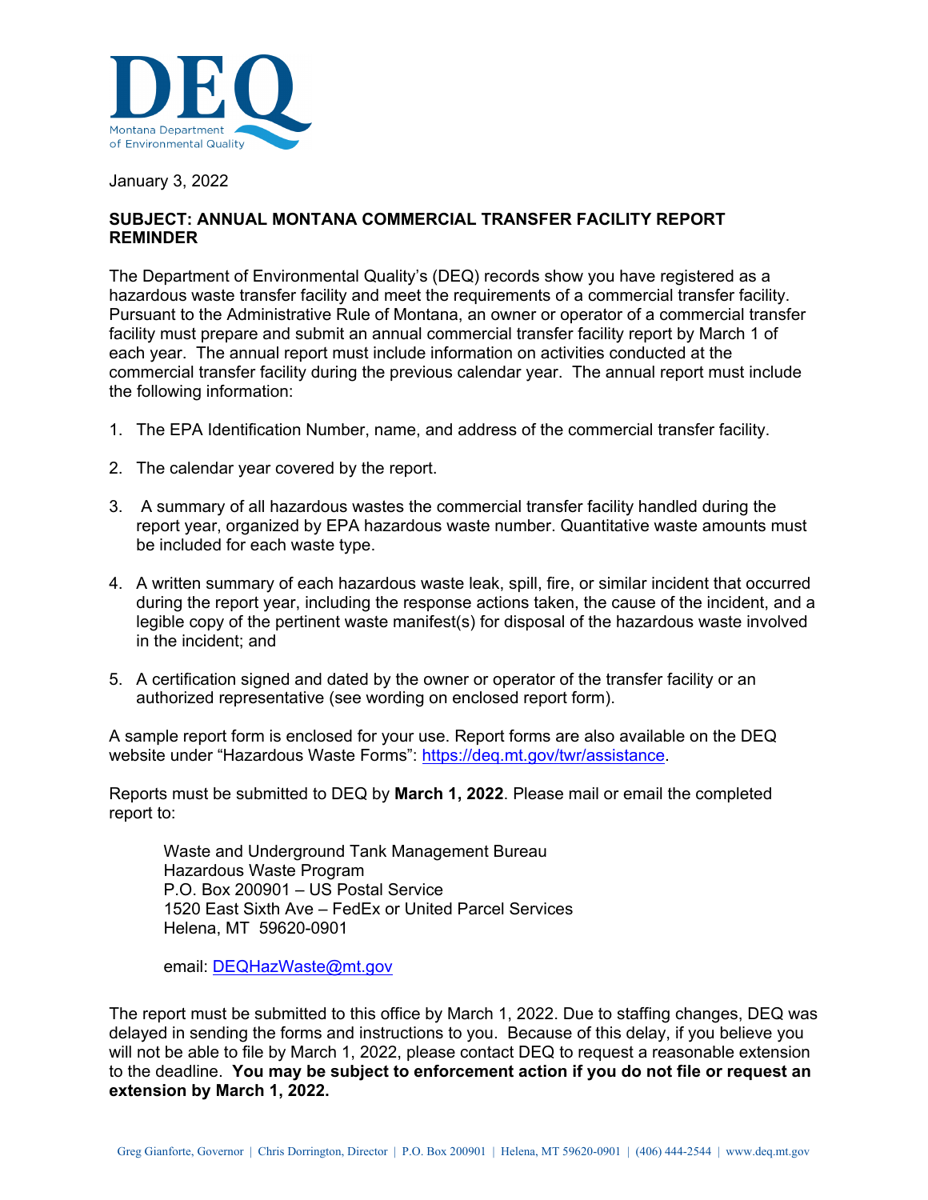DEQ

Montana Department of Environmental Quality

January 3, 2022

**SUBJECT: ANNUAL MONTANA COMMERCIAL TRANSFER FACILITY REPORT REMINDER**

The Department of Environmental Quality's (DEQ) records show you have registered as a hazardous waste transfer facility and meet the requirements of a commercial transfer facility. Pursuant to the Administrative Rule of Montana, an owner or operator of a commercial transfer facility must prepare and submit an annual commercial transfer facility report by March 1 of each year. The annual report must include information on activities conducted at the commercial transfer facility during the previous calendar year. The annual report must include the following information:

1. The EPA Identification Number, name, and address of the commercial transfer facility.
2. The calendar year covered by the report.
3. A summary of all hazardous wastes the commercial transfer facility handled during the report year, organized by EPA hazardous waste number. Quantitative waste amounts must be included for each waste type.
4. A written summary of each hazardous waste leak, spill, fire, or similar incident that occurred during the report year, including the response actions taken, the cause of the incident, and a legible copy of the pertinent waste manifest(s) for disposal of the hazardous waste involved in the incident; and
5. A certification signed and dated by the owner or operator of the transfer facility or an authorized representative (see wording on enclosed report form).

A sample report form is enclosed for your use. Report forms are also available on the DEQ website under "Hazardous Waste Forms": https://deq.mt.gov/twr/assistance.

Reports must be submitted to DEQ by **March 1, 2022**. Please mail or email the completed report to:

> Waste and Underground Tank Management Bureau
> Hazardous Waste Program
> P.O. Box 200901 – US Postal Service
> 1520 East Sixth Ave – FedEx or United Parcel Services
> Helena, MT 59620-0901
>
> email: DEQHazWaste@mt.gov

The report must be submitted to this office by March 1, 2022. Due to staffing changes, DEQ was delayed in sending the forms and instructions to you. Because of this delay, if you believe you will not be able to file by March 1, 2022, please contact DEQ to request a reasonable extension to the deadline. **You may be subject to enforcement action if you do not file or request an extension by March 1, 2022.**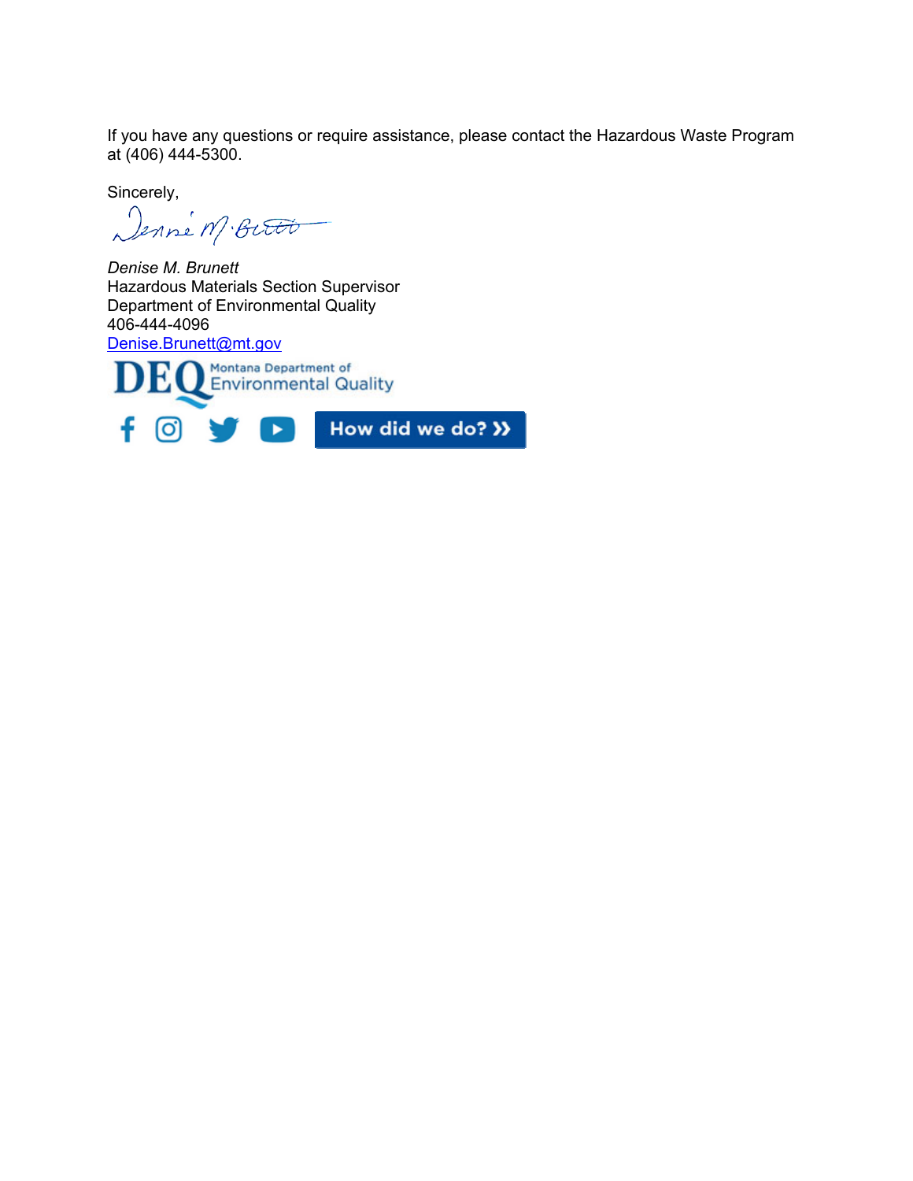If you have any questions or require assistance, please contact the Hazardous Waste Program at (406) 444-5300.

Sincerely,

*Denise M. Brunett*
Hazardous Materials Section Supervisor
Department of Environmental Quality
406-444-4096
Denise.Brunett@mt.gov

DEQ Montana Department of Environmental Quality

How did we do? »